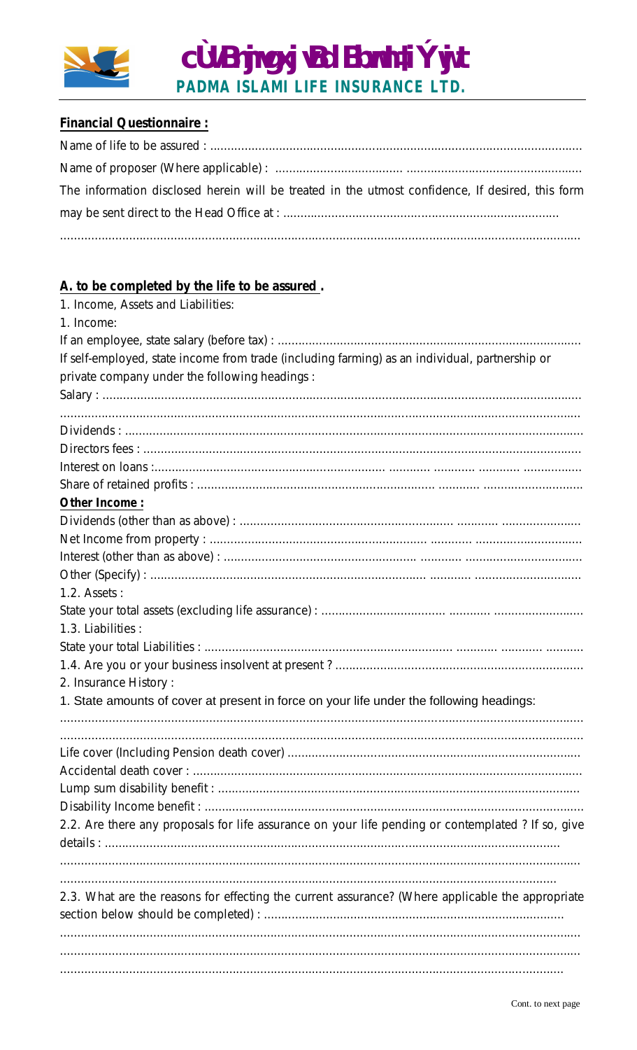# PADMA ISLAMI LIFE INSURANCE LTD.

**Financial Questionnaire :**

Name of life to be assured : ...........................................................................................................

Name of proposer (Where applicable) : ...................................... ..................................................

The information disclosed herein will be treated in the utmost confidence, If desired, this form may be sent direct to the Head Office at : ................................................................................

......................................................................................................................................................

**A. to be completed by the life to be assured .**

1. Income, Assets and Liabilities:

1. Income:

If an employee, state salary (before tax) : .........................................................................................

If self-employed, state income from trade (including farming) as an individual, partnership or private company under the following headings :

Salary : ..........................................................................................................................................

......................................................................................................................................................

Dividends : ....................................................................................................................................

Directors fees : ...............................................................................................................................

Interest on loans :................................................................... ........... ........... ............ .................

Share of retained profits : ..................................................................... ........... ............................

**Other Income :**

Dividends (other than as above) : ............................................................. ........... .......................

Net Income from property : ............................................................. ........... ...............................

Interest (other than as above) : ....................................................... ........... .................................

Other (Specify) : .............................................................................. ........... ...............................

1.2. Assets :

State your total assets (excluding life assurance) : .................................... ........... .........................

1.3. Liabilities :

State your total Liabilities : ........................................................................ ........... ........... ...........

1.4. Are you or your business insolvent at present ? .......................................................................

2. Insurance History :

1. State amounts of cover at present in force on your life under the following headings:

......................................................................................................................................................

......................................................................................................................................................

Life cover (Including Pension death cover) .....................................................................................

Accidental death cover : .................................................................................................................

Lump sum disability benefit : .........................................................................................................

Disability Income benefit : .............................................................................................................

2.2. Are there any proposals for life assurance on your life pending or contemplated ? If so, give details : ...............................................................................................................................

......................................................................................................................................................

...............................................................................................................................................

2.3. What are the reasons for effecting the current assurance? (Where applicable the appropriate section below should be completed) : .......................................................................................

......................................................................................................................................................

......................................................................................................................................................

.................................................................................................................................................

Cont. to next page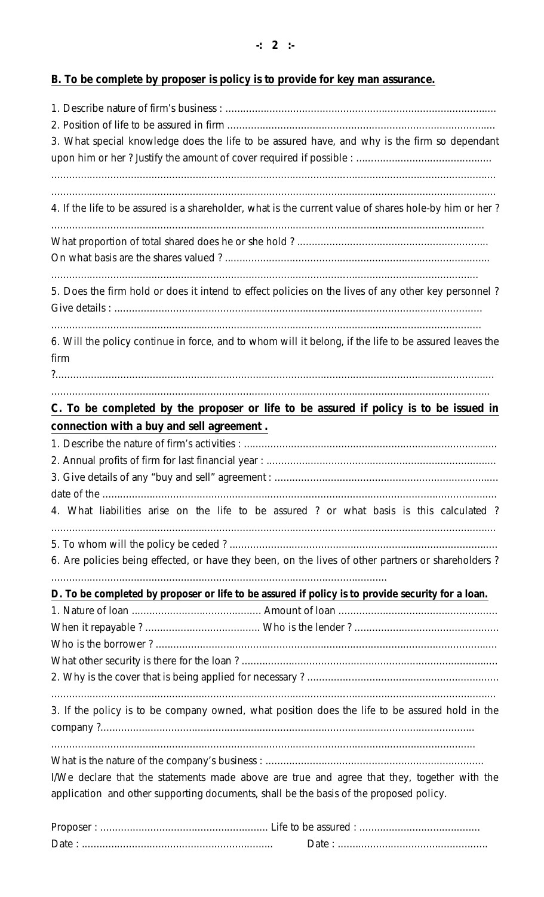**B. To be complete by proposer is policy is to provide for key man assurance.**

1. Describe nature of firm's business : ...........................................................................................

2. Position of life to be assured in firm ..........................................................................................

3. What special knowledge does the life to be assured have, and why is the firm so dependant upon him or her ? Justify the amount of cover required if possible : .............................................

.....................................................................................................................................................

.....................................................................................................................................................

4. If the life to be assured is a shareholder, what is the current value of shares hole-by him or her ?

.................................................................................................................................................

What proportion of total shared does he or she hold ? ................................................................

On what basis are the shares valued ? .........................................................................................

.................................................................................................................................................

5. Does the firm hold or does it intend to effect policies on the lives of any other key personnel ? Give details : ............................................................................................................................

.................................................................................................................................................

6. Will the policy continue in force, and to whom will it belong, if the life to be assured leaves the firm ?...................................................................................................................................................

....................................................................................................................................................

**C. To be completed by the proposer or life to be assured if policy is to be issued in connection with a buy and sell agreement .**

1. Describe the nature of firm's activities : .....................................................................................

2. Annual profits of firm for last financial year : .............................................................................

3. Give details of any "buy and sell" agreement : ...........................................................................

date of the ....................................................................................................................................

4. What liabilities arise on the life to be assured ? or what basis is this calculated ?

.....................................................................................................................................................

5. To whom will the policy be ceded ? ..........................................................................................

6. Are policies being effected, or have they been, on the lives of other partners or shareholders ?

.................................................................................................................

**D. To be completed by proposer or life to be assured if policy is to provide security for a loan.**

1. Nature of loan ............................................ Amount of loan ......................................................

When it repayable ? ....................................... Who is the lender ? .................................................

Who is the borrower ? ...................................................................................................................

What other security is there for the loan ? ......................................................................................

2. Why is the cover that is being applied for necessary ? ................................................................

.....................................................................................................................................................

3. If the policy is to be company owned, what position does the life to be assured hold in the company ?.............................................................................................................................

..............................................................................................................................................

What is the nature of the company's business : ..........................................................................

I/We declare that the statements made above are true and agree that they, together with the application and other supporting documents, shall be the basis of the proposed policy.

Proposer : ......................................................... Life to be assured : .........................................

Date : .................................................................. Date : ...................................................